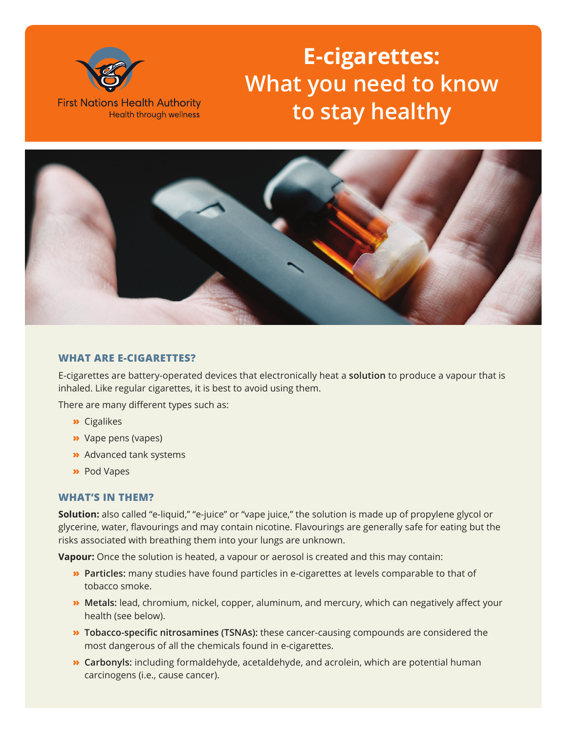First Nations Health Authority
Health through wellness

# E-cigarettes: What you need to know to stay healthy

## WHAT ARE E-CIGARETTES?

E-cigarettes are battery-operated devices that electronically heat a **solution** to produce a vapour that is inhaled. Like regular cigarettes, it is best to avoid using them.

There are many different types such as:

- Cigalikes
- Vape pens (vapes)
- Advanced tank systems
- Pod Vapes

## WHAT'S IN THEM?

**Solution:** also called "e-liquid," "e-juice" or "vape juice," the solution is made up of propylene glycol or glycerine, water, flavourings and may contain nicotine. Flavourings are generally safe for eating but the risks associated with breathing them into your lungs are unknown.

**Vapour:** Once the solution is heated, a vapour or aerosol is created and this may contain:

- **Particles:** many studies have found particles in e-cigarettes at levels comparable to that of tobacco smoke.
- **Metals:** lead, chromium, nickel, copper, aluminum, and mercury, which can negatively affect your health (see below).
- **Tobacco-specific nitrosamines (TSNAs):** these cancer-causing compounds are considered the most dangerous of all the chemicals found in e-cigarettes.
- **Carbonyls:** including formaldehyde, acetaldehyde, and acrolein, which are potential human carcinogens (i.e., cause cancer).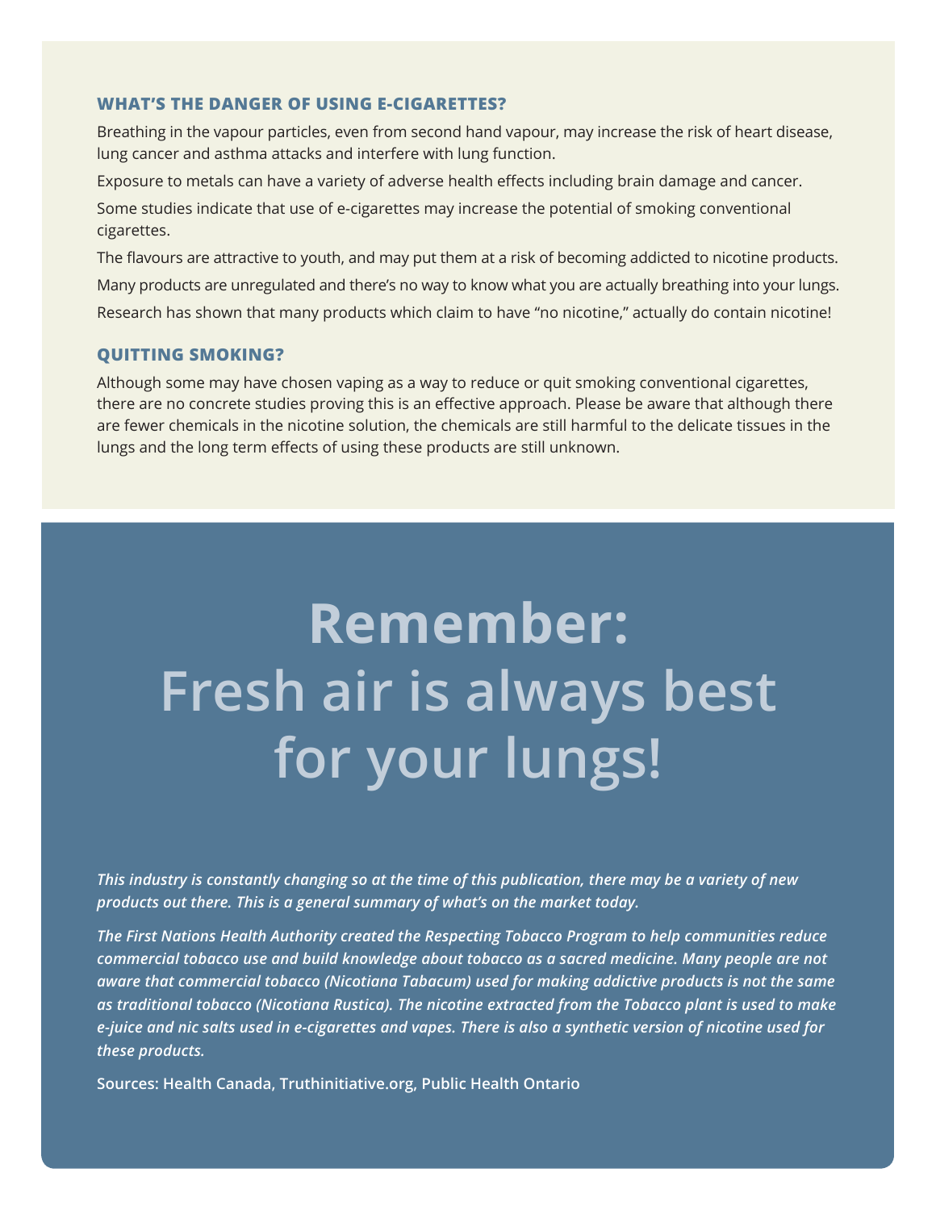## WHAT'S THE DANGER OF USING E-CIGARETTES?

Breathing in the vapour particles, even from second hand vapour, may increase the risk of heart disease, lung cancer and asthma attacks and interfere with lung function.

Exposure to metals can have a variety of adverse health effects including brain damage and cancer.

Some studies indicate that use of e-cigarettes may increase the potential of smoking conventional cigarettes.

The flavours are attractive to youth, and may put them at a risk of becoming addicted to nicotine products.

Many products are unregulated and there's no way to know what you are actually breathing into your lungs.

Research has shown that many products which claim to have "no nicotine," actually do contain nicotine!

## QUITTING SMOKING?

Although some may have chosen vaping as a way to reduce or quit smoking conventional cigarettes, there are no concrete studies proving this is an effective approach. Please be aware that although there are fewer chemicals in the nicotine solution, the chemicals are still harmful to the delicate tissues in the lungs and the long term effects of using these products are still unknown.

# Remember: Fresh air is always best for your lungs!

***This industry is constantly changing so at the time of this publication, there may be a variety of new products out there. This is a general summary of what's on the market today.***

***The First Nations Health Authority created the Respecting Tobacco Program to help communities reduce commercial tobacco use and build knowledge about tobacco as a sacred medicine. Many people are not aware that commercial tobacco (Nicotiana Tabacum) used for making addictive products is not the same as traditional tobacco (Nicotiana Rustica). The nicotine extracted from the Tobacco plant is used to make e-juice and nic salts used in e-cigarettes and vapes. There is also a synthetic version of nicotine used for these products.***

**Sources: Health Canada, Truthinitiative.org, Public Health Ontario**